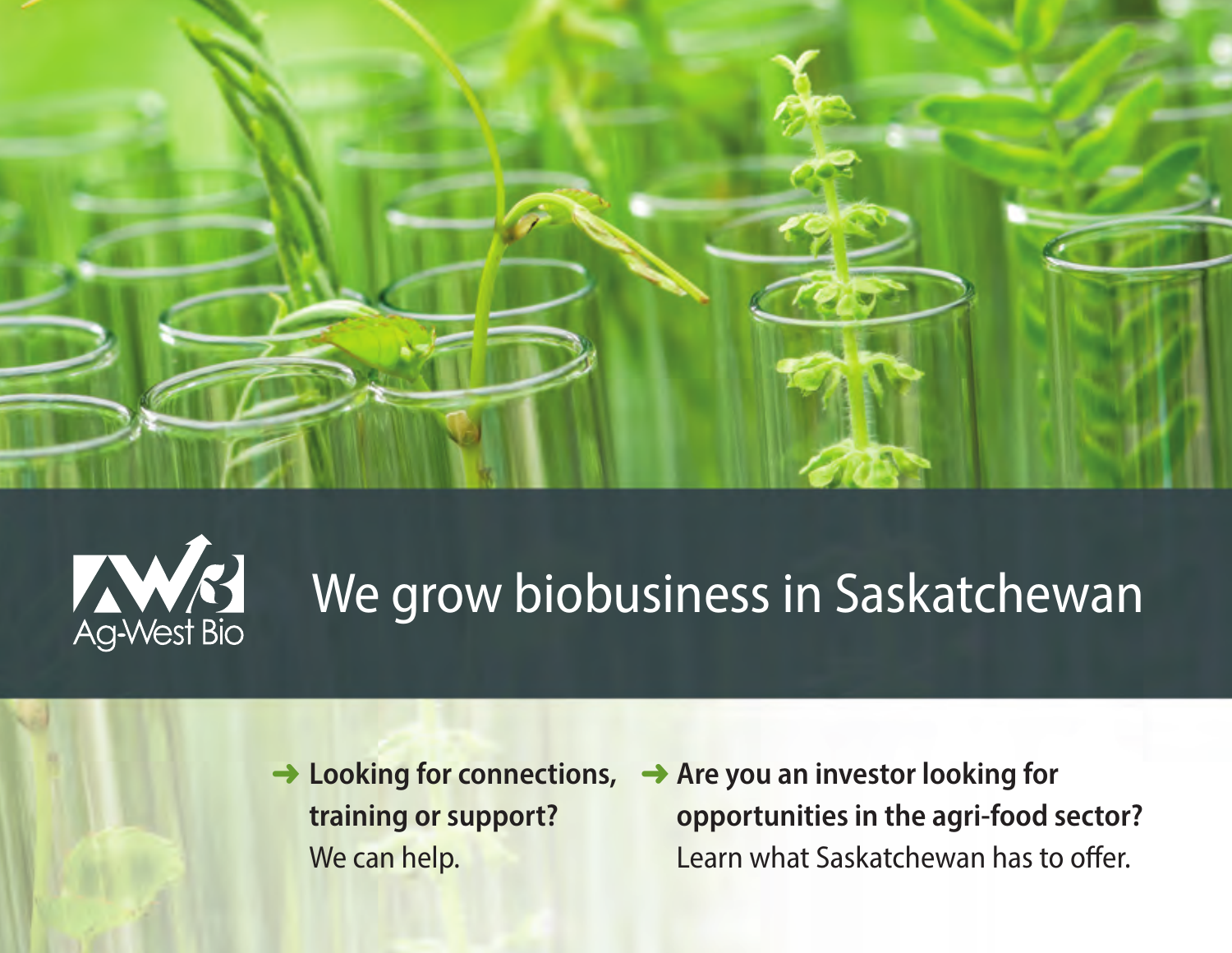Ag-West Bio

# We grow biobusiness in Saskatchewan

➜ **Looking for connections, training or support?**
We can help.

➜ **Are you an investor looking for opportunities in the agri-food sector?**
Learn what Saskatchewan has to offer.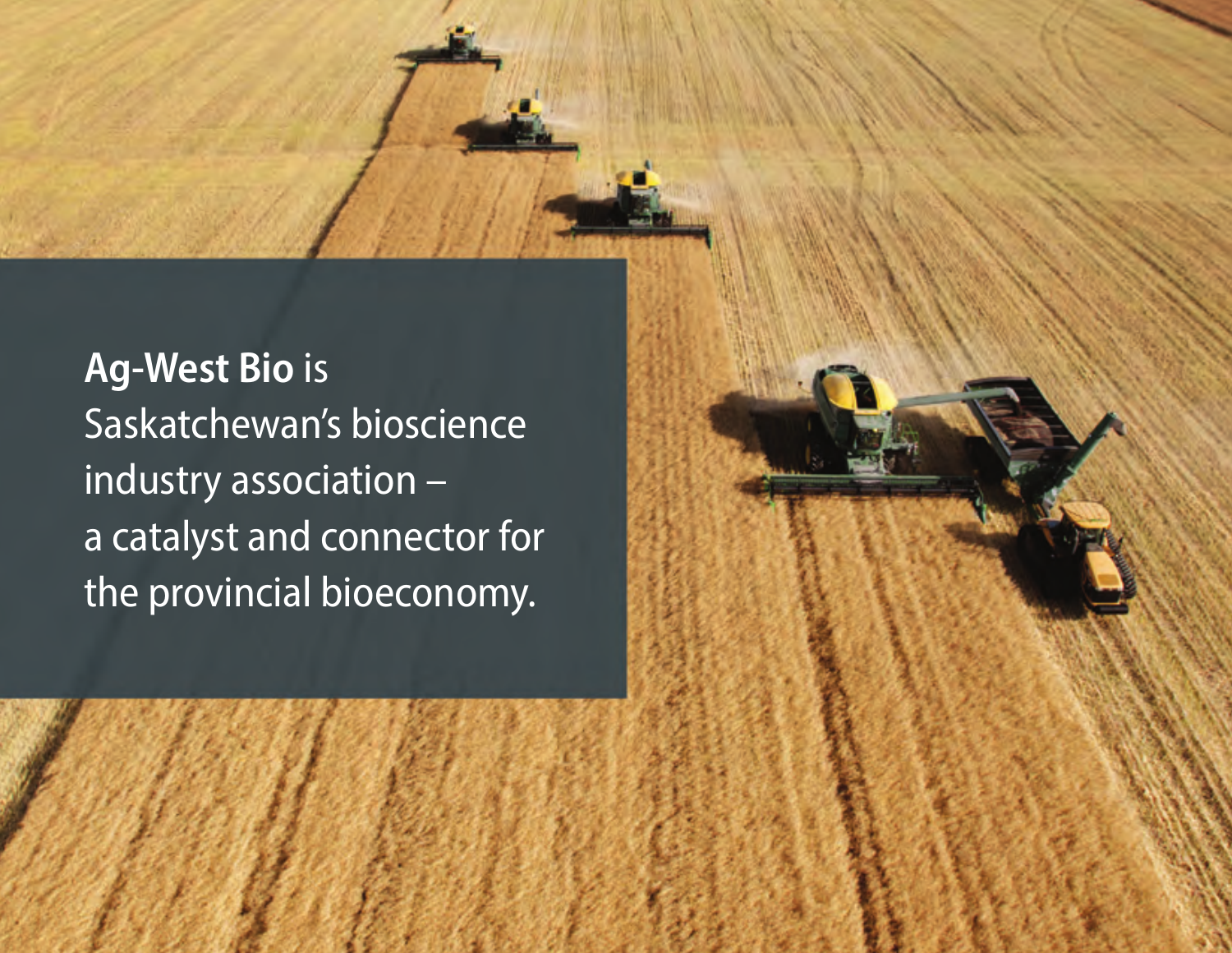**Ag-West Bio** is Saskatchewan's bioscience industry association – a catalyst and connector for the provincial bioeconomy.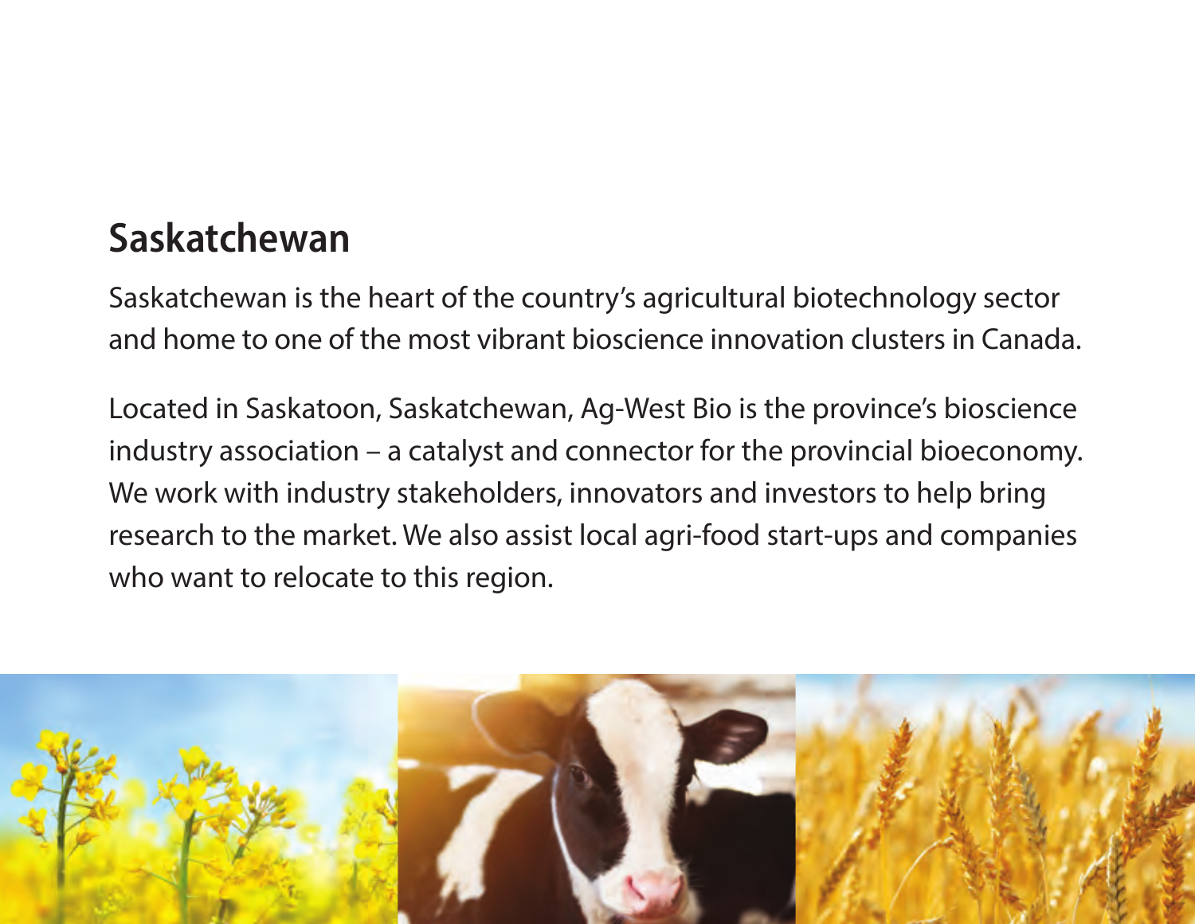## Saskatchewan

Saskatchewan is the heart of the country's agricultural biotechnology sector and home to one of the most vibrant bioscience innovation clusters in Canada.

Located in Saskatoon, Saskatchewan, Ag-West Bio is the province's bioscience industry association – a catalyst and connector for the provincial bioeconomy. We work with industry stakeholders, innovators and investors to help bring research to the market. We also assist local agri-food start-ups and companies who want to relocate to this region.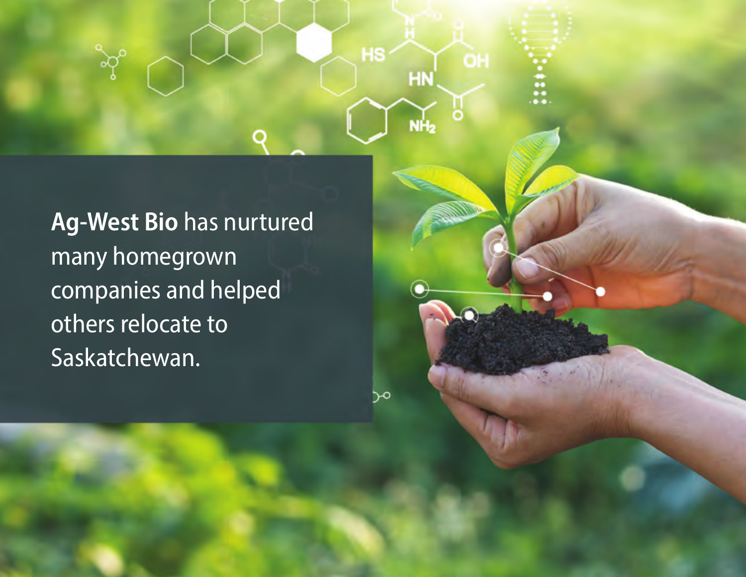**Ag-West Bio** has nurtured many homegrown companies and helped others relocate to Saskatchewan.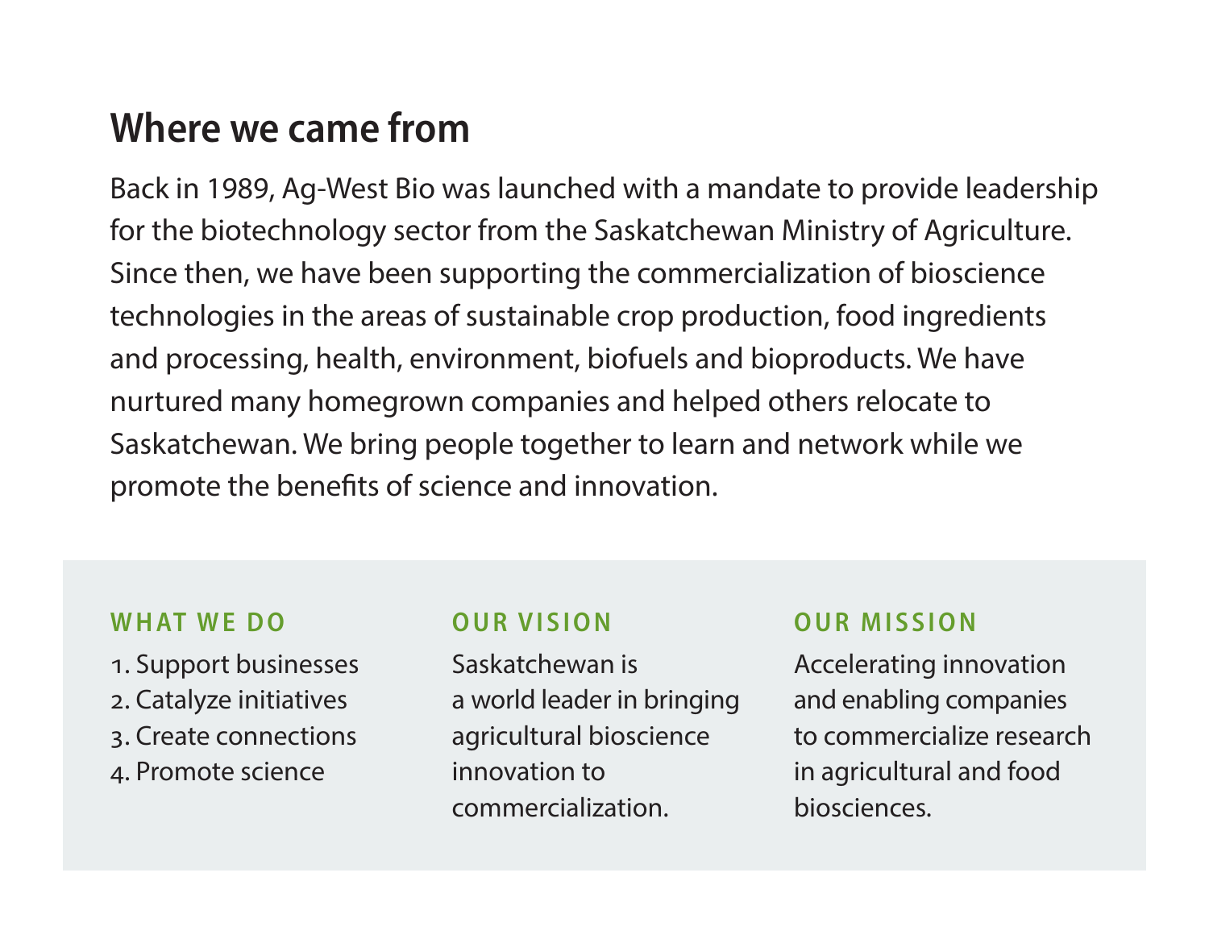## Where we came from

Back in 1989, Ag-West Bio was launched with a mandate to provide leadership for the biotechnology sector from the Saskatchewan Ministry of Agriculture. Since then, we have been supporting the commercialization of bioscience technologies in the areas of sustainable crop production, food ingredients and processing, health, environment, biofuels and bioproducts. We have nurtured many homegrown companies and helped others relocate to Saskatchewan. We bring people together to learn and network while we promote the benefits of science and innovation.

### WHAT WE DO

1. Support businesses
2. Catalyze initiatives
3. Create connections
4. Promote science

### OUR VISION

Saskatchewan is a world leader in bringing agricultural bioscience innovation to commercialization.

### OUR MISSION

Accelerating innovation and enabling companies to commercialize research in agricultural and food biosciences.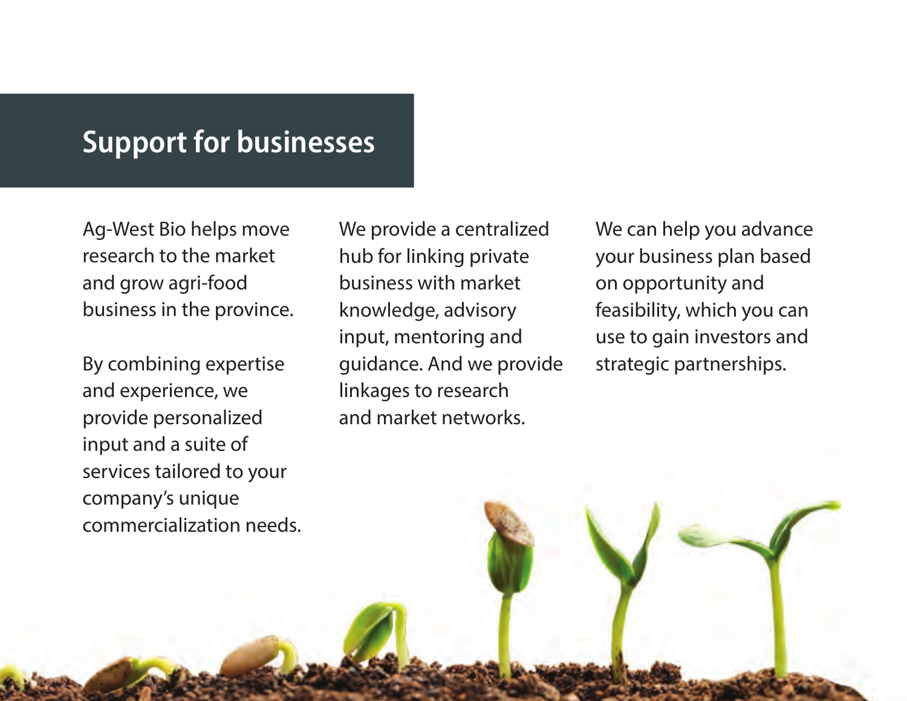## Support for businesses

Ag-West Bio helps move research to the market and grow agri-food business in the province.

By combining expertise and experience, we provide personalized input and a suite of services tailored to your company's unique commercialization needs.

We provide a centralized hub for linking private business with market knowledge, advisory input, mentoring and guidance. And we provide linkages to research and market networks.

We can help you advance your business plan based on opportunity and feasibility, which you can use to gain investors and strategic partnerships.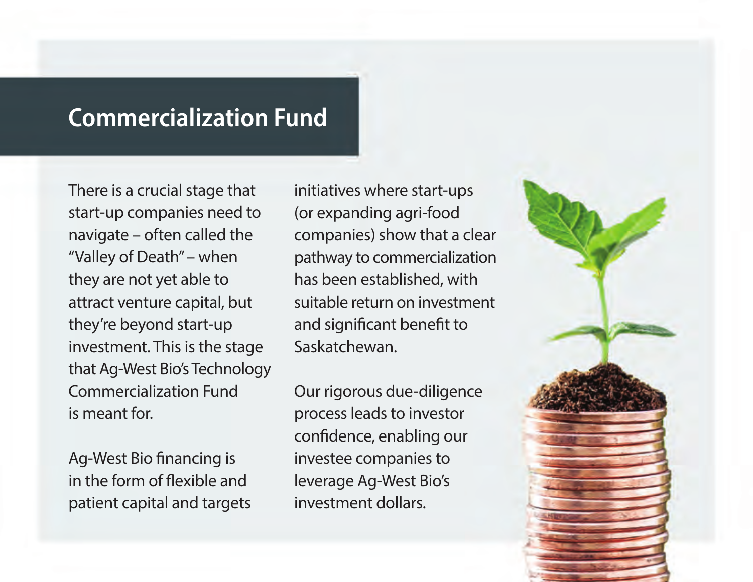## Commercialization Fund

There is a crucial stage that start-up companies need to navigate – often called the "Valley of Death" – when they are not yet able to attract venture capital, but they're beyond start-up investment. This is the stage that Ag-West Bio's Technology Commercialization Fund is meant for.

Ag-West Bio financing is in the form of flexible and patient capital and targets initiatives where start-ups (or expanding agri-food companies) show that a clear pathway to commercialization has been established, with suitable return on investment and significant benefit to Saskatchewan.

Our rigorous due-diligence process leads to investor confidence, enabling our investee companies to leverage Ag-West Bio's investment dollars.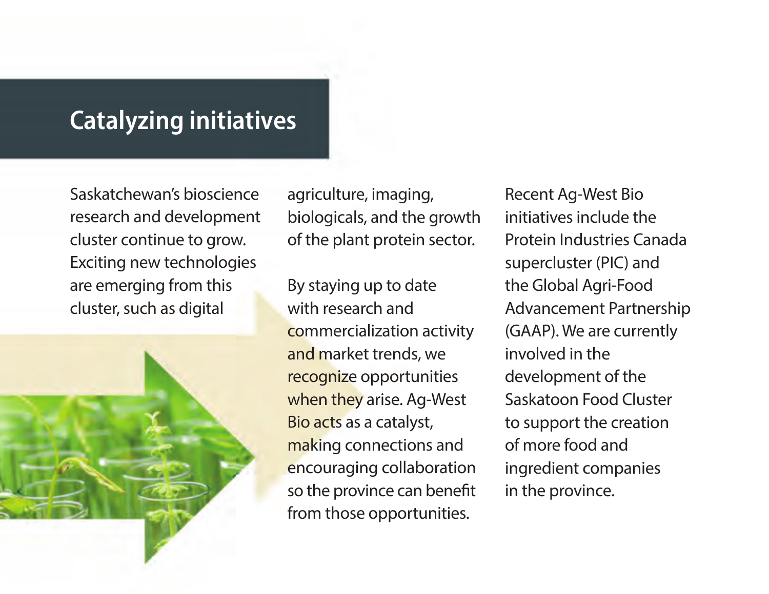# Catalyzing initiatives

Saskatchewan's bioscience research and development cluster continue to grow. Exciting new technologies are emerging from this cluster, such as digital agriculture, imaging, biologicals, and the growth of the plant protein sector.

By staying up to date with research and commercialization activity and market trends, we recognize opportunities when they arise. Ag-West Bio acts as a catalyst, making connections and encouraging collaboration so the province can benefit from those opportunities.

Recent Ag-West Bio initiatives include the Protein Industries Canada supercluster (PIC) and the Global Agri-Food Advancement Partnership (GAAP). We are currently involved in the development of the Saskatoon Food Cluster to support the creation of more food and ingredient companies in the province.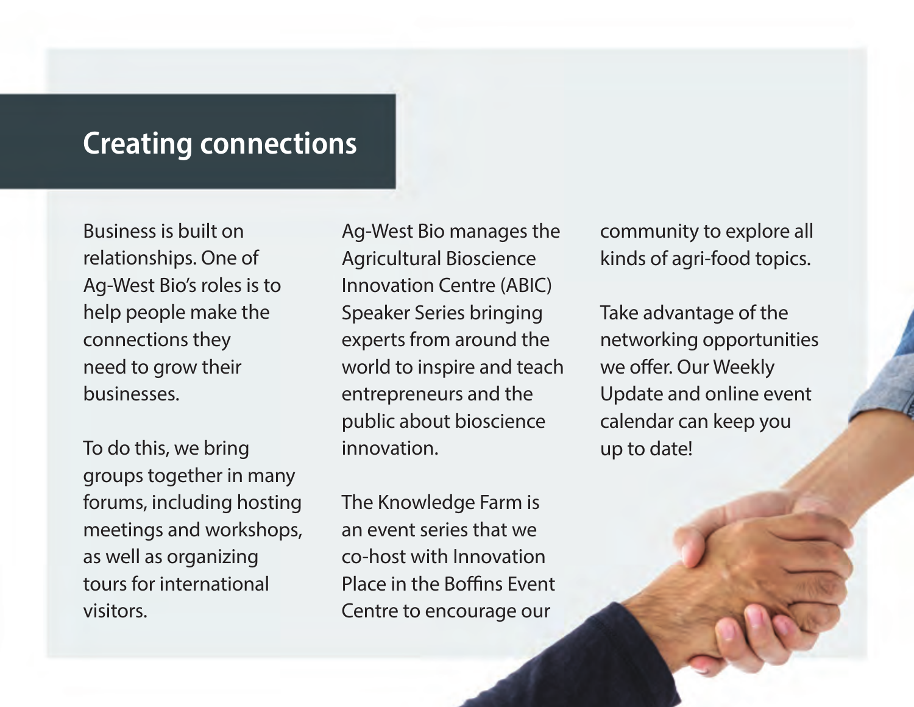## Creating connections

Business is built on relationships. One of Ag-West Bio's roles is to help people make the connections they need to grow their businesses.

To do this, we bring groups together in many forums, including hosting meetings and workshops, as well as organizing tours for international visitors.

Ag-West Bio manages the Agricultural Bioscience Innovation Centre (ABIC) Speaker Series bringing experts from around the world to inspire and teach entrepreneurs and the public about bioscience innovation.

The Knowledge Farm is an event series that we co-host with Innovation Place in the Boffins Event Centre to encourage our community to explore all kinds of agri-food topics.

Take advantage of the networking opportunities we offer. Our Weekly Update and online event calendar can keep you up to date!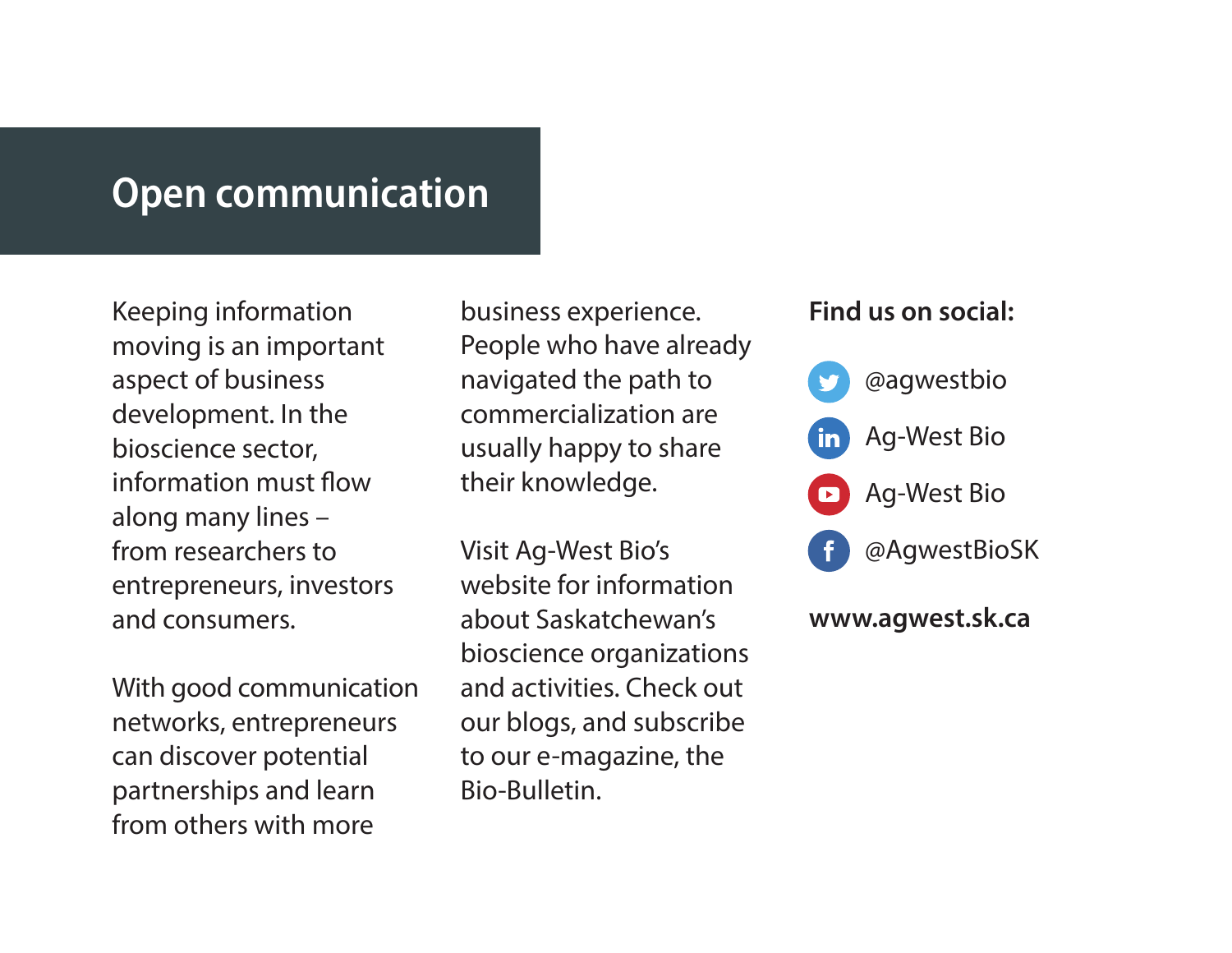# Open communication

Keeping information moving is an important aspect of business development. In the bioscience sector, information must flow along many lines – from researchers to entrepreneurs, investors and consumers.

With good communication networks, entrepreneurs can discover potential partnerships and learn from others with more business experience. People who have already navigated the path to commercialization are usually happy to share their knowledge.

Visit Ag-West Bio's website for information about Saskatchewan's bioscience organizations and activities. Check out our blogs, and subscribe to our e-magazine, the Bio-Bulletin.

**Find us on social:**

- Twitter: @agwestbio
- LinkedIn: Ag-West Bio
- YouTube: Ag-West Bio
- Facebook: @AgwestBioSK

**www.agwest.sk.ca**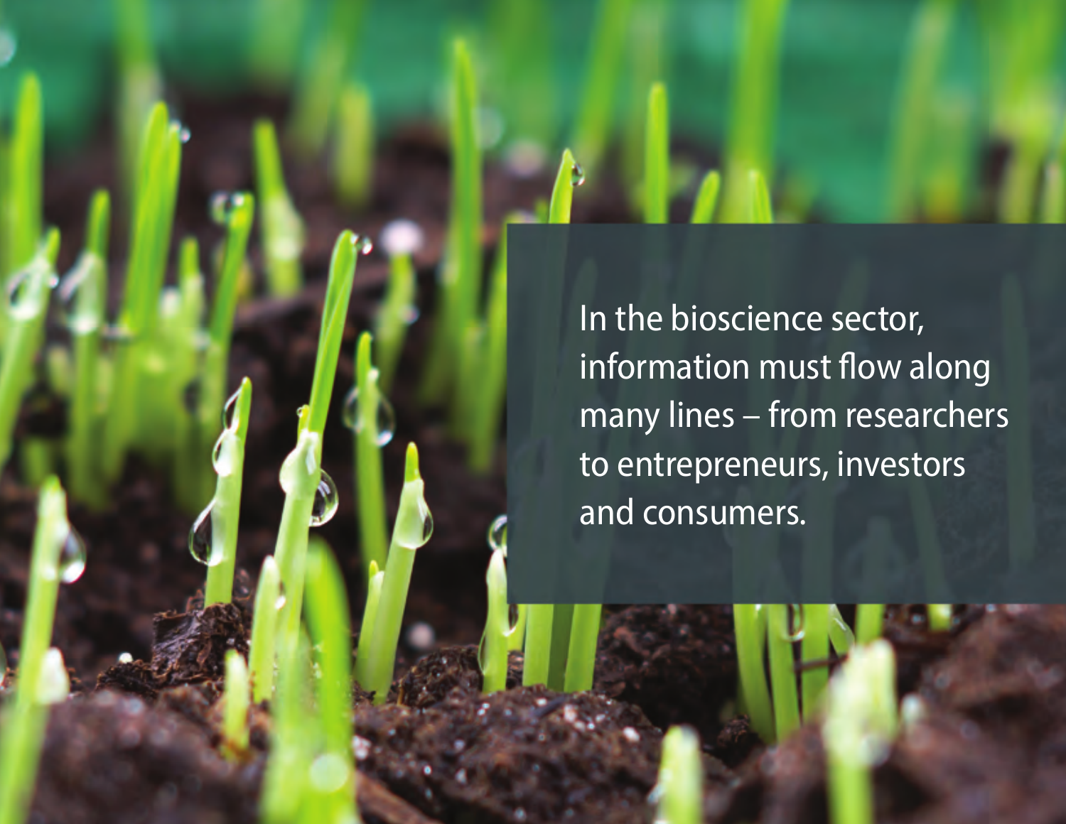In the bioscience sector, information must flow along many lines – from researchers to entrepreneurs, investors and consumers.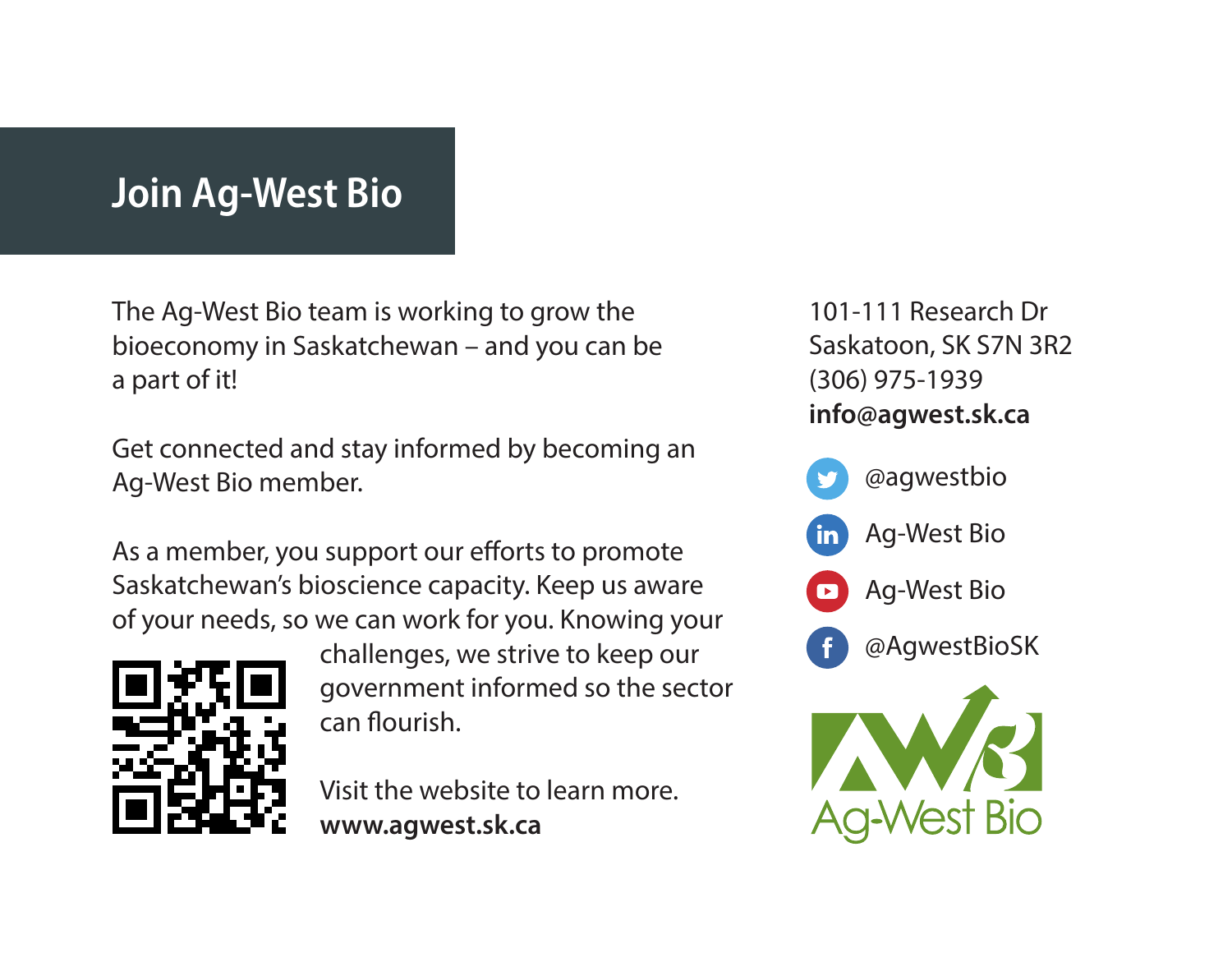# Join Ag-West Bio

The Ag-West Bio team is working to grow the bioeconomy in Saskatchewan – and you can be a part of it!

Get connected and stay informed by becoming an Ag-West Bio member.

As a member, you support our efforts to promote Saskatchewan's bioscience capacity. Keep us aware of your needs, so we can work for you. Knowing your challenges, we strive to keep our government informed so the sector can flourish.

Visit the website to learn more.
**www.agwest.sk.ca**

101-111 Research Dr
Saskatoon, SK S7N 3R2
(306) 975-1939
**info@agwest.sk.ca**

@agwestbio

Ag-West Bio

Ag-West Bio

@AgwestBioSK

Ag-West Bio